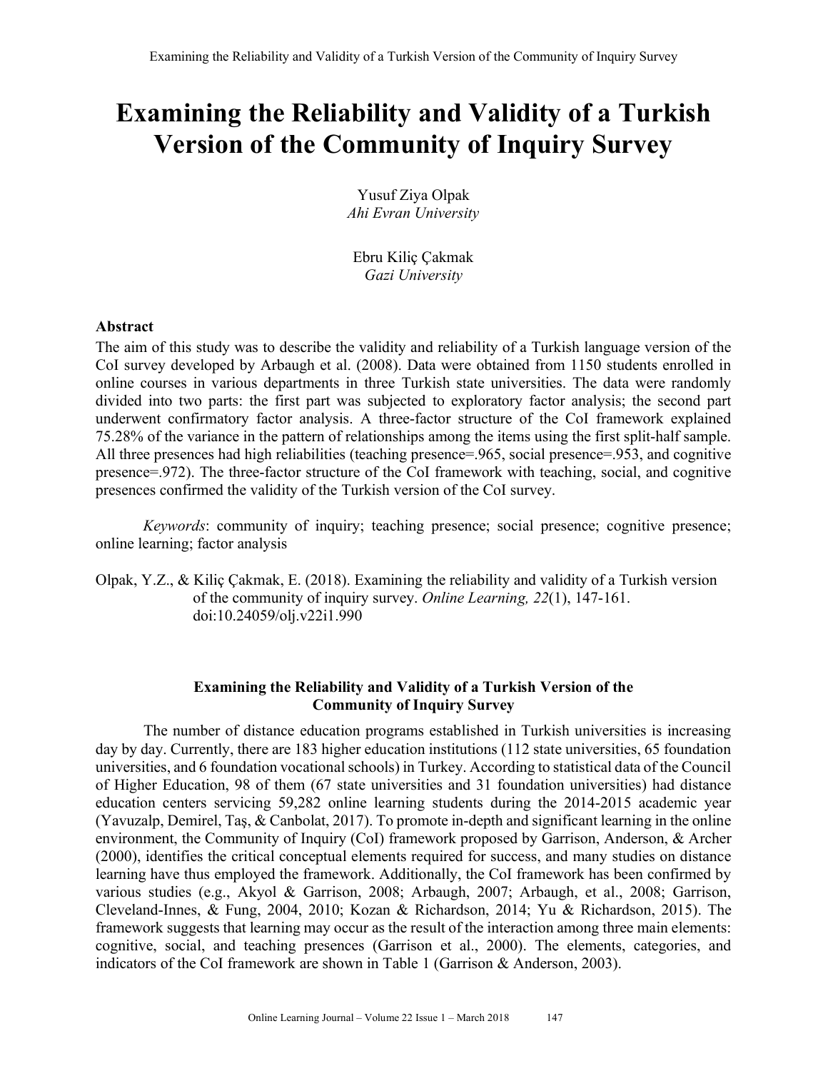# Examining the Reliability and Validity of a Turkish Version of the Community of Inquiry Survey

Yusuf Ziya Olpak
*Ahi Evran University*

Ebru Kiliç Çakmak
*Gazi University*

## Abstract

The aim of this study was to describe the validity and reliability of a Turkish language version of the CoI survey developed by Arbaugh et al. (2008). Data were obtained from 1150 students enrolled in online courses in various departments in three Turkish state universities. The data were randomly divided into two parts: the first part was subjected to exploratory factor analysis; the second part underwent confirmatory factor analysis. A three-factor structure of the CoI framework explained 75.28% of the variance in the pattern of relationships among the items using the first split-half sample. All three presences had high reliabilities (teaching presence=.965, social presence=.953, and cognitive presence=.972). The three-factor structure of the CoI framework with teaching, social, and cognitive presences confirmed the validity of the Turkish version of the CoI survey.

*Keywords*: community of inquiry; teaching presence; social presence; cognitive presence; online learning; factor analysis

Olpak, Y.Z., & Kiliç Çakmak, E. (2018). Examining the reliability and validity of a Turkish version of the community of inquiry survey. *Online Learning, 22*(1), 147-161. doi:10.24059/olj.v22i1.990

## Examining the Reliability and Validity of a Turkish Version of the Community of Inquiry Survey

The number of distance education programs established in Turkish universities is increasing day by day. Currently, there are 183 higher education institutions (112 state universities, 65 foundation universities, and 6 foundation vocational schools) in Turkey. According to statistical data of the Council of Higher Education, 98 of them (67 state universities and 31 foundation universities) had distance education centers servicing 59,282 online learning students during the 2014-2015 academic year (Yavuzalp, Demirel, Taş, & Canbolat, 2017). To promote in-depth and significant learning in the online environment, the Community of Inquiry (CoI) framework proposed by Garrison, Anderson, & Archer (2000), identifies the critical conceptual elements required for success, and many studies on distance learning have thus employed the framework. Additionally, the CoI framework has been confirmed by various studies (e.g., Akyol & Garrison, 2008; Arbaugh, 2007; Arbaugh, et al., 2008; Garrison, Cleveland-Innes, & Fung, 2004, 2010; Kozan & Richardson, 2014; Yu & Richardson, 2015). The framework suggests that learning may occur as the result of the interaction among three main elements: cognitive, social, and teaching presences (Garrison et al., 2000). The elements, categories, and indicators of the CoI framework are shown in Table 1 (Garrison & Anderson, 2003).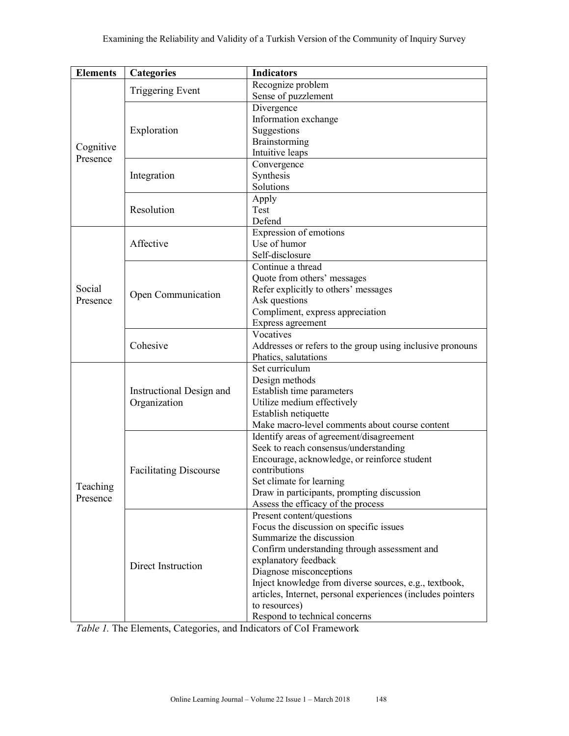| Elements | Categories | Indicators |
|---|---|---|
| Cognitive Presence | Triggering Event | Recognize problem<br>Sense of puzzlement |
| | Exploration | Divergence<br>Information exchange<br>Suggestions<br>Brainstorming<br>Intuitive leaps |
| | Integration | Convergence<br>Synthesis<br>Solutions |
| | Resolution | Apply<br>Test<br>Defend |
| Social Presence | Affective | Expression of emotions<br>Use of humor<br>Self-disclosure |
| | Open Communication | Continue a thread<br>Quote from others' messages<br>Refer explicitly to others' messages<br>Ask questions<br>Compliment, express appreciation<br>Express agreement |
| | Cohesive | Vocatives<br>Addresses or refers to the group using inclusive pronouns<br>Phatics, salutations |
| Teaching Presence | Instructional Design and Organization | Set curriculum<br>Design methods<br>Establish time parameters<br>Utilize medium effectively<br>Establish netiquette<br>Make macro-level comments about course content |
| | Facilitating Discourse | Identify areas of agreement/disagreement<br>Seek to reach consensus/understanding<br>Encourage, acknowledge, or reinforce student contributions<br>Set climate for learning<br>Draw in participants, prompting discussion<br>Assess the efficacy of the process |
| | Direct Instruction | Present content/questions<br>Focus the discussion on specific issues<br>Summarize the discussion<br>Confirm understanding through assessment and explanatory feedback<br>Diagnose misconceptions<br>Inject knowledge from diverse sources, e.g., textbook, articles, Internet, personal experiences (includes pointers to resources)<br>Respond to technical concerns |

*Table 1.* The Elements, Categories, and Indicators of CoI Framework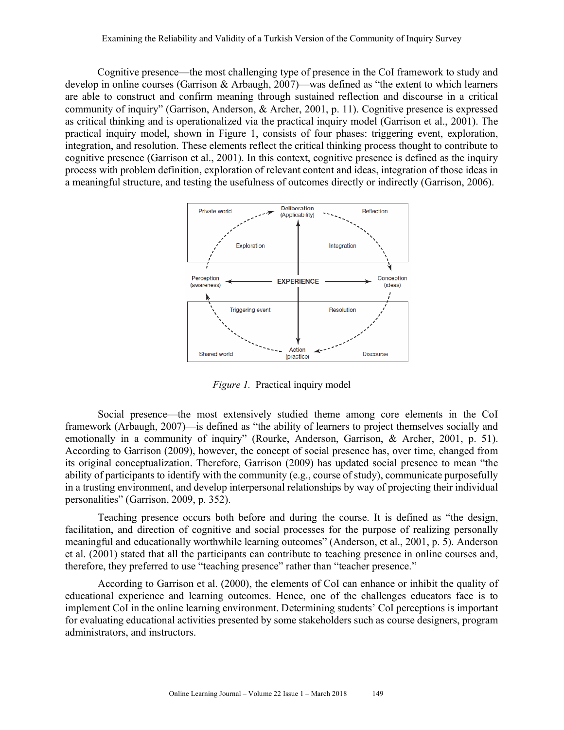Cognitive presence—the most challenging type of presence in the CoI framework to study and develop in online courses (Garrison & Arbaugh, 2007)—was defined as "the extent to which learners are able to construct and confirm meaning through sustained reflection and discourse in a critical community of inquiry" (Garrison, Anderson, & Archer, 2001, p. 11). Cognitive presence is expressed as critical thinking and is operationalized via the practical inquiry model (Garrison et al., 2001). The practical inquiry model, shown in Figure 1, consists of four phases: triggering event, exploration, integration, and resolution. These elements reflect the critical thinking process thought to contribute to cognitive presence (Garrison et al., 2001). In this context, cognitive presence is defined as the inquiry process with problem definition, exploration of relevant content and ideas, integration of those ideas in a meaningful structure, and testing the usefulness of outcomes directly or indirectly (Garrison, 2006).

*Figure 1.* Practical inquiry model

Social presence—the most extensively studied theme among core elements in the CoI framework (Arbaugh, 2007)—is defined as "the ability of learners to project themselves socially and emotionally in a community of inquiry" (Rourke, Anderson, Garrison, & Archer, 2001, p. 51). According to Garrison (2009), however, the concept of social presence has, over time, changed from its original conceptualization. Therefore, Garrison (2009) has updated social presence to mean "the ability of participants to identify with the community (e.g., course of study), communicate purposefully in a trusting environment, and develop interpersonal relationships by way of projecting their individual personalities" (Garrison, 2009, p. 352).

Teaching presence occurs both before and during the course. It is defined as "the design, facilitation, and direction of cognitive and social processes for the purpose of realizing personally meaningful and educationally worthwhile learning outcomes" (Anderson, et al., 2001, p. 5). Anderson et al. (2001) stated that all the participants can contribute to teaching presence in online courses and, therefore, they preferred to use "teaching presence" rather than "teacher presence."

According to Garrison et al. (2000), the elements of CoI can enhance or inhibit the quality of educational experience and learning outcomes. Hence, one of the challenges educators face is to implement CoI in the online learning environment. Determining students' CoI perceptions is important for evaluating educational activities presented by some stakeholders such as course designers, program administrators, and instructors.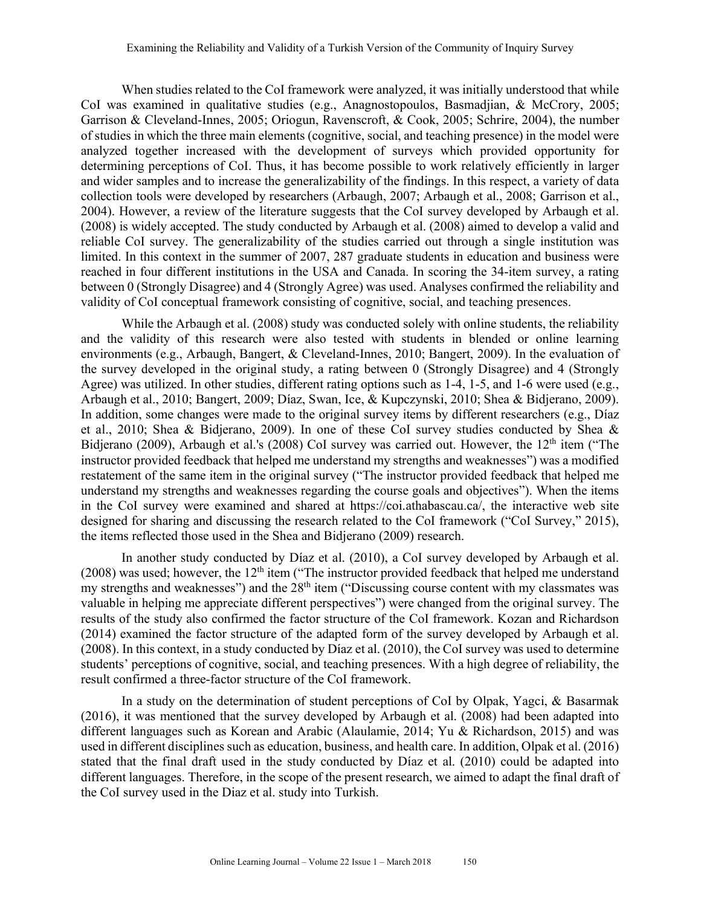When studies related to the CoI framework were analyzed, it was initially understood that while CoI was examined in qualitative studies (e.g., Anagnostopoulos, Basmadjian, & McCrory, 2005; Garrison & Cleveland-Innes, 2005; Oriogun, Ravenscroft, & Cook, 2005; Schrire, 2004), the number of studies in which the three main elements (cognitive, social, and teaching presence) in the model were analyzed together increased with the development of surveys which provided opportunity for determining perceptions of CoI. Thus, it has become possible to work relatively efficiently in larger and wider samples and to increase the generalizability of the findings. In this respect, a variety of data collection tools were developed by researchers (Arbaugh, 2007; Arbaugh et al., 2008; Garrison et al., 2004). However, a review of the literature suggests that the CoI survey developed by Arbaugh et al. (2008) is widely accepted. The study conducted by Arbaugh et al. (2008) aimed to develop a valid and reliable CoI survey. The generalizability of the studies carried out through a single institution was limited. In this context in the summer of 2007, 287 graduate students in education and business were reached in four different institutions in the USA and Canada. In scoring the 34-item survey, a rating between 0 (Strongly Disagree) and 4 (Strongly Agree) was used. Analyses confirmed the reliability and validity of CoI conceptual framework consisting of cognitive, social, and teaching presences.

While the Arbaugh et al. (2008) study was conducted solely with online students, the reliability and the validity of this research were also tested with students in blended or online learning environments (e.g., Arbaugh, Bangert, & Cleveland-Innes, 2010; Bangert, 2009). In the evaluation of the survey developed in the original study, a rating between 0 (Strongly Disagree) and 4 (Strongly Agree) was utilized. In other studies, different rating options such as 1-4, 1-5, and 1-6 were used (e.g., Arbaugh et al., 2010; Bangert, 2009; Díaz, Swan, Ice, & Kupczynski, 2010; Shea & Bidjerano, 2009). In addition, some changes were made to the original survey items by different researchers (e.g., Díaz et al., 2010; Shea & Bidjerano, 2009). In one of these CoI survey studies conducted by Shea & Bidjerano (2009), Arbaugh et al.'s (2008) CoI survey was carried out. However, the 12th item ("The instructor provided feedback that helped me understand my strengths and weaknesses") was a modified restatement of the same item in the original survey ("The instructor provided feedback that helped me understand my strengths and weaknesses regarding the course goals and objectives"). When the items in the CoI survey were examined and shared at https://coi.athabascau.ca/, the interactive web site designed for sharing and discussing the research related to the CoI framework ("CoI Survey," 2015), the items reflected those used in the Shea and Bidjerano (2009) research.

In another study conducted by Díaz et al. (2010), a CoI survey developed by Arbaugh et al. (2008) was used; however, the 12th item ("The instructor provided feedback that helped me understand my strengths and weaknesses") and the 28th item ("Discussing course content with my classmates was valuable in helping me appreciate different perspectives") were changed from the original survey. The results of the study also confirmed the factor structure of the CoI framework. Kozan and Richardson (2014) examined the factor structure of the adapted form of the survey developed by Arbaugh et al. (2008). In this context, in a study conducted by Díaz et al. (2010), the CoI survey was used to determine students' perceptions of cognitive, social, and teaching presences. With a high degree of reliability, the result confirmed a three-factor structure of the CoI framework.

In a study on the determination of student perceptions of CoI by Olpak, Yagci, & Basarmak (2016), it was mentioned that the survey developed by Arbaugh et al. (2008) had been adapted into different languages such as Korean and Arabic (Alaulamie, 2014; Yu & Richardson, 2015) and was used in different disciplines such as education, business, and health care. In addition, Olpak et al. (2016) stated that the final draft used in the study conducted by Díaz et al. (2010) could be adapted into different languages. Therefore, in the scope of the present research, we aimed to adapt the final draft of the CoI survey used in the Diaz et al. study into Turkish.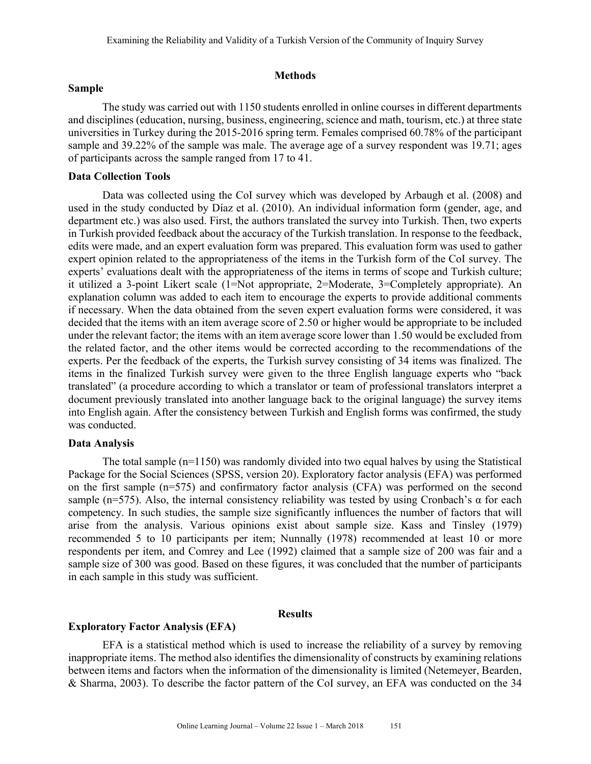## Methods

### Sample

The study was carried out with 1150 students enrolled in online courses in different departments and disciplines (education, nursing, business, engineering, science and math, tourism, etc.) at three state universities in Turkey during the 2015-2016 spring term. Females comprised 60.78% of the participant sample and 39.22% of the sample was male. The average age of a survey respondent was 19.71; ages of participants across the sample ranged from 17 to 41.

### Data Collection Tools

Data was collected using the CoI survey which was developed by Arbaugh et al. (2008) and used in the study conducted by Díaz et al. (2010). An individual information form (gender, age, and department etc.) was also used. First, the authors translated the survey into Turkish. Then, two experts in Turkish provided feedback about the accuracy of the Turkish translation. In response to the feedback, edits were made, and an expert evaluation form was prepared. This evaluation form was used to gather expert opinion related to the appropriateness of the items in the Turkish form of the CoI survey. The experts' evaluations dealt with the appropriateness of the items in terms of scope and Turkish culture; it utilized a 3-point Likert scale (1=Not appropriate, 2=Moderate, 3=Completely appropriate). An explanation column was added to each item to encourage the experts to provide additional comments if necessary. When the data obtained from the seven expert evaluation forms were considered, it was decided that the items with an item average score of 2.50 or higher would be appropriate to be included under the relevant factor; the items with an item average score lower than 1.50 would be excluded from the related factor, and the other items would be corrected according to the recommendations of the experts. Per the feedback of the experts, the Turkish survey consisting of 34 items was finalized. The items in the finalized Turkish survey were given to the three English language experts who "back translated" (a procedure according to which a translator or team of professional translators interpret a document previously translated into another language back to the original language) the survey items into English again. After the consistency between Turkish and English forms was confirmed, the study was conducted.

### Data Analysis

The total sample (n=1150) was randomly divided into two equal halves by using the Statistical Package for the Social Sciences (SPSS, version 20). Exploratory factor analysis (EFA) was performed on the first sample (n=575) and confirmatory factor analysis (CFA) was performed on the second sample (n=575). Also, the internal consistency reliability was tested by using Cronbach's α for each competency. In such studies, the sample size significantly influences the number of factors that will arise from the analysis. Various opinions exist about sample size. Kass and Tinsley (1979) recommended 5 to 10 participants per item; Nunnally (1978) recommended at least 10 or more respondents per item, and Comrey and Lee (1992) claimed that a sample size of 200 was fair and a sample size of 300 was good. Based on these figures, it was concluded that the number of participants in each sample in this study was sufficient.

## Results

### Exploratory Factor Analysis (EFA)

EFA is a statistical method which is used to increase the reliability of a survey by removing inappropriate items. The method also identifies the dimensionality of constructs by examining relations between items and factors when the information of the dimensionality is limited (Netemeyer, Bearden, & Sharma, 2003). To describe the factor pattern of the CoI survey, an EFA was conducted on the 34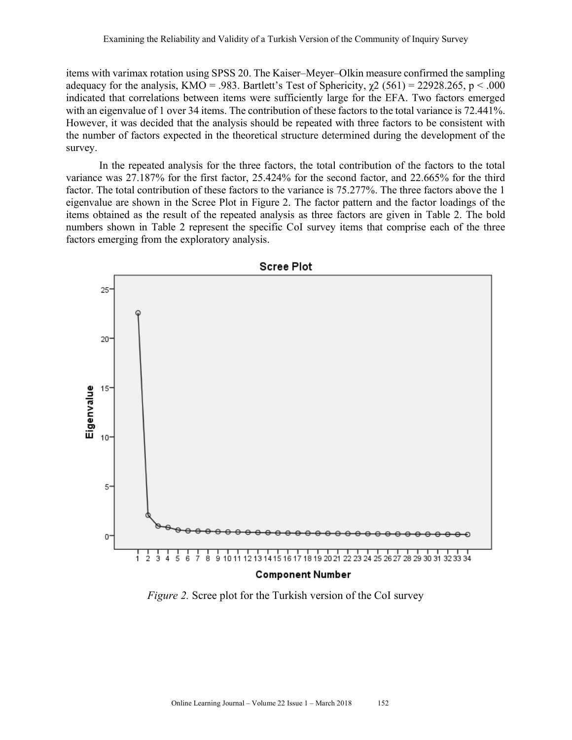items with varimax rotation using SPSS 20. The Kaiser–Meyer–Olkin measure confirmed the sampling adequacy for the analysis, KMO = .983. Bartlett's Test of Sphericity, $\chi2$ (561) = 22928.265, p < .000 indicated that correlations between items were sufficiently large for the EFA. Two factors emerged with an eigenvalue of 1 over 34 items. The contribution of these factors to the total variance is 72.441%. However, it was decided that the analysis should be repeated with three factors to be consistent with the number of factors expected in the theoretical structure determined during the development of the survey.

In the repeated analysis for the three factors, the total contribution of the factors to the total variance was 27.187% for the first factor, 25.424% for the second factor, and 22.665% for the third factor. The total contribution of these factors to the variance is 75.277%. The three factors above the 1 eigenvalue are shown in the Scree Plot in Figure 2. The factor pattern and the factor loadings of the items obtained as the result of the repeated analysis as three factors are given in Table 2. The bold numbers shown in Table 2 represent the specific CoI survey items that comprise each of the three factors emerging from the exploratory analysis.

*Figure 2.* Scree plot for the Turkish version of the CoI survey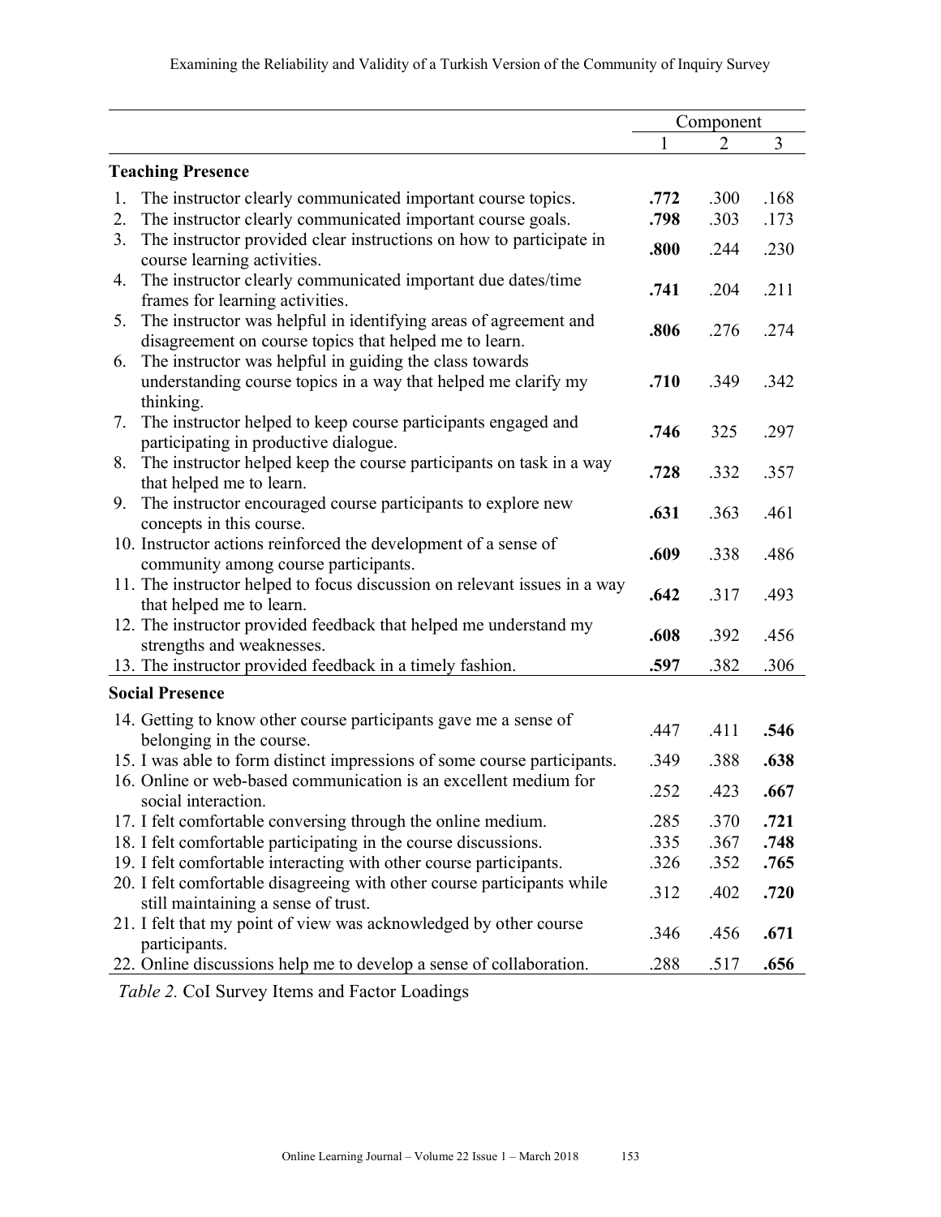| | Component | | |
|---|---|---|---|
| | 1 | 2 | 3 |
| **Teaching Presence** | | | |
| 1. The instructor clearly communicated important course topics. | **.772** | .300 | .168 |
| 2. The instructor clearly communicated important course goals. | **.798** | .303 | .173 |
| 3. The instructor provided clear instructions on how to participate in course learning activities. | **.800** | .244 | .230 |
| 4. The instructor clearly communicated important due dates/time frames for learning activities. | **.741** | .204 | .211 |
| 5. The instructor was helpful in identifying areas of agreement and disagreement on course topics that helped me to learn. | **.806** | .276 | .274 |
| 6. The instructor was helpful in guiding the class towards understanding course topics in a way that helped me clarify my thinking. | **.710** | .349 | .342 |
| 7. The instructor helped to keep course participants engaged and participating in productive dialogue. | **.746** | 325 | .297 |
| 8. The instructor helped keep the course participants on task in a way that helped me to learn. | **.728** | .332 | .357 |
| 9. The instructor encouraged course participants to explore new concepts in this course. | **.631** | .363 | .461 |
| 10. Instructor actions reinforced the development of a sense of community among course participants. | **.609** | .338 | .486 |
| 11. The instructor helped to focus discussion on relevant issues in a way that helped me to learn. | **.642** | .317 | .493 |
| 12. The instructor provided feedback that helped me understand my strengths and weaknesses. | **.608** | .392 | .456 |
| 13. The instructor provided feedback in a timely fashion. | **.597** | .382 | .306 |
| **Social Presence** | | | |
| 14. Getting to know other course participants gave me a sense of belonging in the course. | .447 | .411 | **.546** |
| 15. I was able to form distinct impressions of some course participants. | .349 | .388 | **.638** |
| 16. Online or web-based communication is an excellent medium for social interaction. | .252 | .423 | **.667** |
| 17. I felt comfortable conversing through the online medium. | .285 | .370 | **.721** |
| 18. I felt comfortable participating in the course discussions. | .335 | .367 | **.748** |
| 19. I felt comfortable interacting with other course participants. | .326 | .352 | **.765** |
| 20. I felt comfortable disagreeing with other course participants while still maintaining a sense of trust. | .312 | .402 | **.720** |
| 21. I felt that my point of view was acknowledged by other course participants. | .346 | .456 | **.671** |
| 22. Online discussions help me to develop a sense of collaboration. | .288 | .517 | **.656** |

*Table 2.* CoI Survey Items and Factor Loadings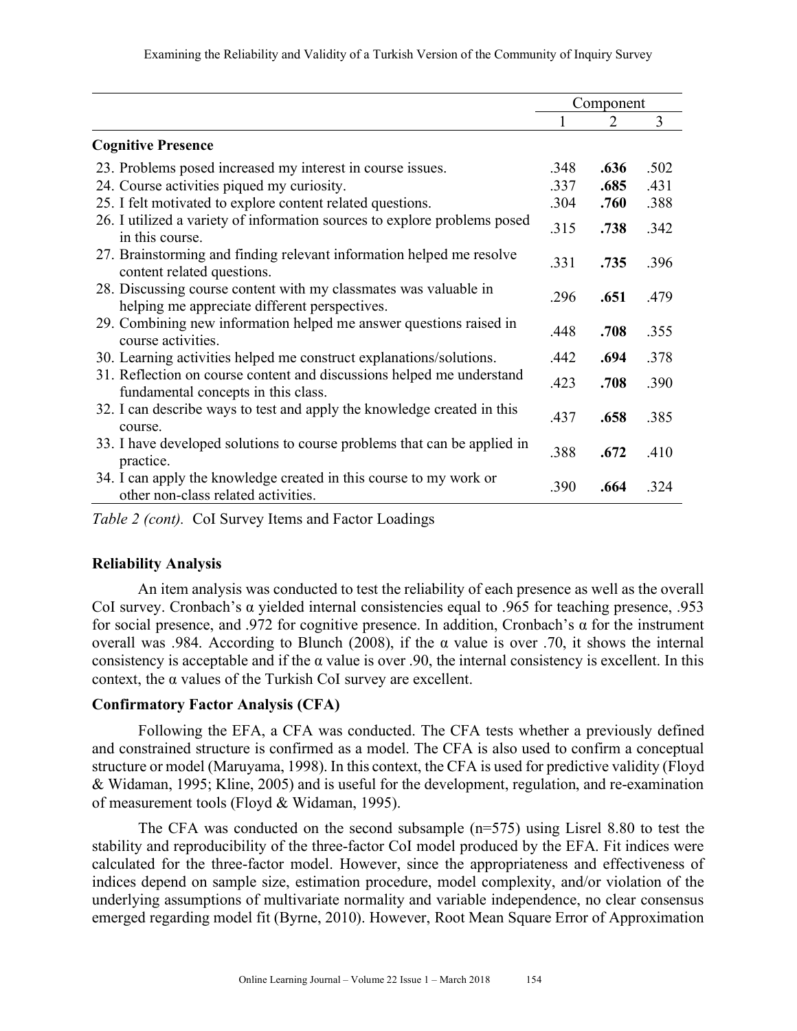| | Component | | |
|---|---|---|---|
| | 1 | 2 | 3 |
| **Cognitive Presence** | | | |
| 23. Problems posed increased my interest in course issues. | .348 | **.636** | .502 |
| 24. Course activities piqued my curiosity. | .337 | **.685** | .431 |
| 25. I felt motivated to explore content related questions. | .304 | **.760** | .388 |
| 26. I utilized a variety of information sources to explore problems posed in this course. | .315 | **.738** | .342 |
| 27. Brainstorming and finding relevant information helped me resolve content related questions. | .331 | **.735** | .396 |
| 28. Discussing course content with my classmates was valuable in helping me appreciate different perspectives. | .296 | **.651** | .479 |
| 29. Combining new information helped me answer questions raised in course activities. | .448 | **.708** | .355 |
| 30. Learning activities helped me construct explanations/solutions. | .442 | **.694** | .378 |
| 31. Reflection on course content and discussions helped me understand fundamental concepts in this class. | .423 | **.708** | .390 |
| 32. I can describe ways to test and apply the knowledge created in this course. | .437 | **.658** | .385 |
| 33. I have developed solutions to course problems that can be applied in practice. | .388 | **.672** | .410 |
| 34. I can apply the knowledge created in this course to my work or other non-class related activities. | .390 | **.664** | .324 |

*Table 2 (cont).* CoI Survey Items and Factor Loadings

### Reliability Analysis

An item analysis was conducted to test the reliability of each presence as well as the overall CoI survey. Cronbach's α yielded internal consistencies equal to .965 for teaching presence, .953 for social presence, and .972 for cognitive presence. In addition, Cronbach's α for the instrument overall was .984. According to Blunch (2008), if the α value is over .70, it shows the internal consistency is acceptable and if the α value is over .90, the internal consistency is excellent. In this context, the α values of the Turkish CoI survey are excellent.

### Confirmatory Factor Analysis (CFA)

Following the EFA, a CFA was conducted. The CFA tests whether a previously defined and constrained structure is confirmed as a model. The CFA is also used to confirm a conceptual structure or model (Maruyama, 1998). In this context, the CFA is used for predictive validity (Floyd & Widaman, 1995; Kline, 2005) and is useful for the development, regulation, and re-examination of measurement tools (Floyd & Widaman, 1995).

The CFA was conducted on the second subsample (n=575) using Lisrel 8.80 to test the stability and reproducibility of the three-factor CoI model produced by the EFA. Fit indices were calculated for the three-factor model. However, since the appropriateness and effectiveness of indices depend on sample size, estimation procedure, model complexity, and/or violation of the underlying assumptions of multivariate normality and variable independence, no clear consensus emerged regarding model fit (Byrne, 2010). However, Root Mean Square Error of Approximation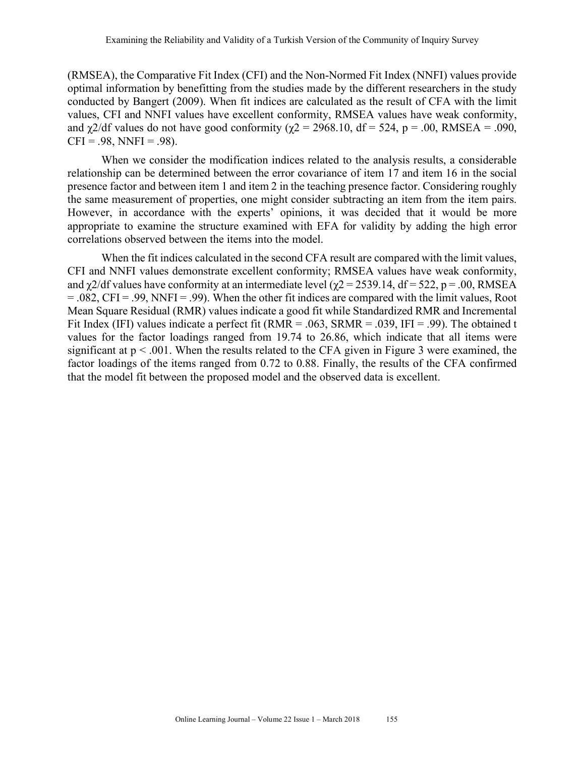(RMSEA), the Comparative Fit Index (CFI) and the Non-Normed Fit Index (NNFI) values provide optimal information by benefitting from the studies made by the different researchers in the study conducted by Bangert (2009). When fit indices are calculated as the result of CFA with the limit values, CFI and NNFI values have excellent conformity, RMSEA values have weak conformity, and $\chi2/df$ values do not have good conformity ($\chi2 = 2968.10$, $df = 524$, $p = .00$, RMSEA = .090, CFI = .98, NNFI = .98).

When we consider the modification indices related to the analysis results, a considerable relationship can be determined between the error covariance of item 17 and item 16 in the social presence factor and between item 1 and item 2 in the teaching presence factor. Considering roughly the same measurement of properties, one might consider subtracting an item from the item pairs. However, in accordance with the experts' opinions, it was decided that it would be more appropriate to examine the structure examined with EFA for validity by adding the high error correlations observed between the items into the model.

When the fit indices calculated in the second CFA result are compared with the limit values, CFI and NNFI values demonstrate excellent conformity; RMSEA values have weak conformity, and $\chi2/df$ values have conformity at an intermediate level ($\chi2 = 2539.14$, $df = 522$, $p = .00$, RMSEA = .082, CFI = .99, NNFI = .99). When the other fit indices are compared with the limit values, Root Mean Square Residual (RMR) values indicate a good fit while Standardized RMR and Incremental Fit Index (IFI) values indicate a perfect fit (RMR = .063, SRMR = .039, IFI = .99). The obtained t values for the factor loadings ranged from 19.74 to 26.86, which indicate that all items were significant at $p < .001$. When the results related to the CFA given in Figure 3 were examined, the factor loadings of the items ranged from 0.72 to 0.88. Finally, the results of the CFA confirmed that the model fit between the proposed model and the observed data is excellent.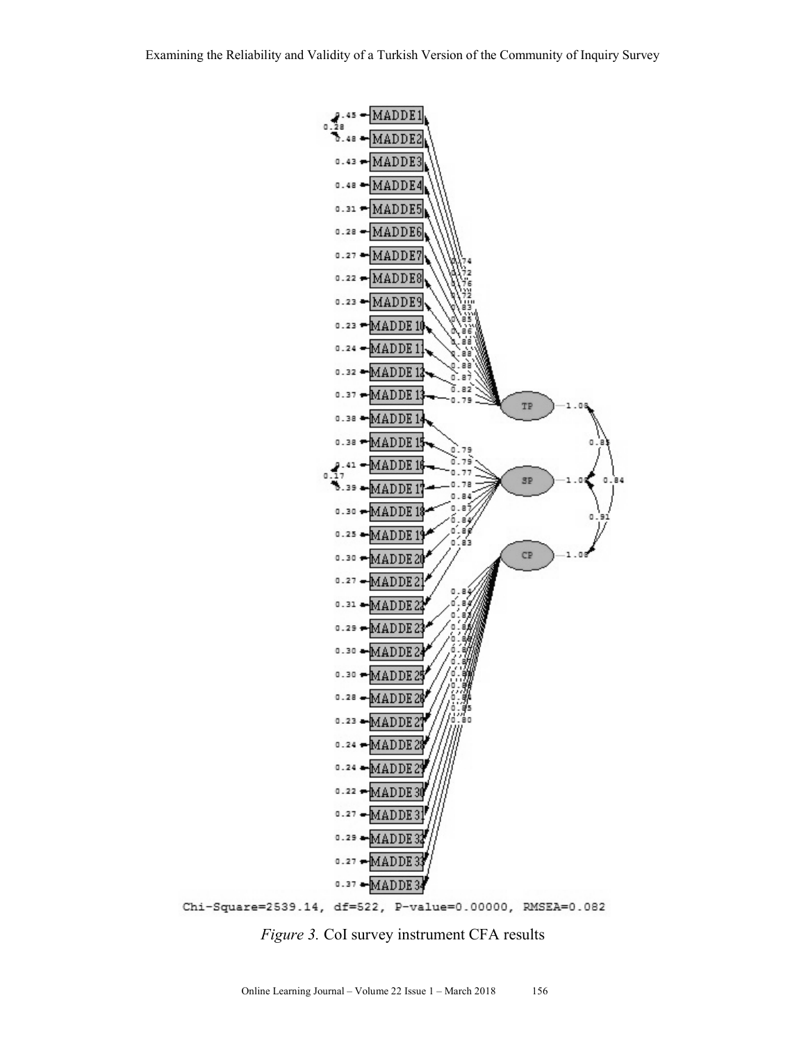Chi-Square=2539.14, df=522, P-value=0.00000, RMSEA=0.082

*Figure 3.* CoI survey instrument CFA results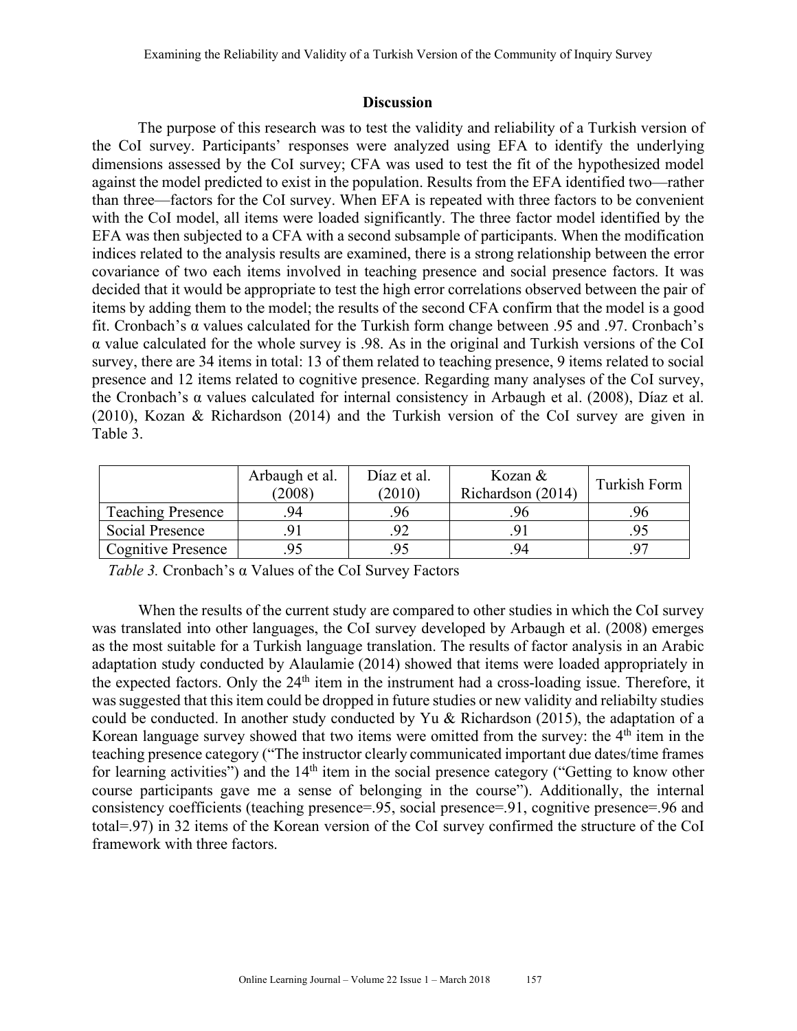## Discussion

The purpose of this research was to test the validity and reliability of a Turkish version of the CoI survey. Participants' responses were analyzed using EFA to identify the underlying dimensions assessed by the CoI survey; CFA was used to test the fit of the hypothesized model against the model predicted to exist in the population. Results from the EFA identified two—rather than three—factors for the CoI survey. When EFA is repeated with three factors to be convenient with the CoI model, all items were loaded significantly. The three factor model identified by the EFA was then subjected to a CFA with a second subsample of participants. When the modification indices related to the analysis results are examined, there is a strong relationship between the error covariance of two each items involved in teaching presence and social presence factors. It was decided that it would be appropriate to test the high error correlations observed between the pair of items by adding them to the model; the results of the second CFA confirm that the model is a good fit. Cronbach's α values calculated for the Turkish form change between .95 and .97. Cronbach's α value calculated for the whole survey is .98. As in the original and Turkish versions of the CoI survey, there are 34 items in total: 13 of them related to teaching presence, 9 items related to social presence and 12 items related to cognitive presence. Regarding many analyses of the CoI survey, the Cronbach's α values calculated for internal consistency in Arbaugh et al. (2008), Díaz et al. (2010), Kozan & Richardson (2014) and the Turkish version of the CoI survey are given in Table 3.

| | Arbaugh et al. (2008) | Díaz et al. (2010) | Kozan & Richardson (2014) | Turkish Form |
|---|---|---|---|---|
| Teaching Presence | .94 | .96 | .96 | .96 |
| Social Presence | .91 | .92 | .91 | .95 |
| Cognitive Presence | .95 | .95 | .94 | .97 |

*Table 3.* Cronbach's α Values of the CoI Survey Factors

When the results of the current study are compared to other studies in which the CoI survey was translated into other languages, the CoI survey developed by Arbaugh et al. (2008) emerges as the most suitable for a Turkish language translation. The results of factor analysis in an Arabic adaptation study conducted by Alaulamie (2014) showed that items were loaded appropriately in the expected factors. Only the 24th item in the instrument had a cross-loading issue. Therefore, it was suggested that this item could be dropped in future studies or new validity and reliabilty studies could be conducted. In another study conducted by Yu & Richardson (2015), the adaptation of a Korean language survey showed that two items were omitted from the survey: the 4th item in the teaching presence category ("The instructor clearly communicated important due dates/time frames for learning activities") and the 14th item in the social presence category ("Getting to know other course participants gave me a sense of belonging in the course"). Additionally, the internal consistency coefficients (teaching presence=.95, social presence=.91, cognitive presence=.96 and total=.97) in 32 items of the Korean version of the CoI survey confirmed the structure of the CoI framework with three factors.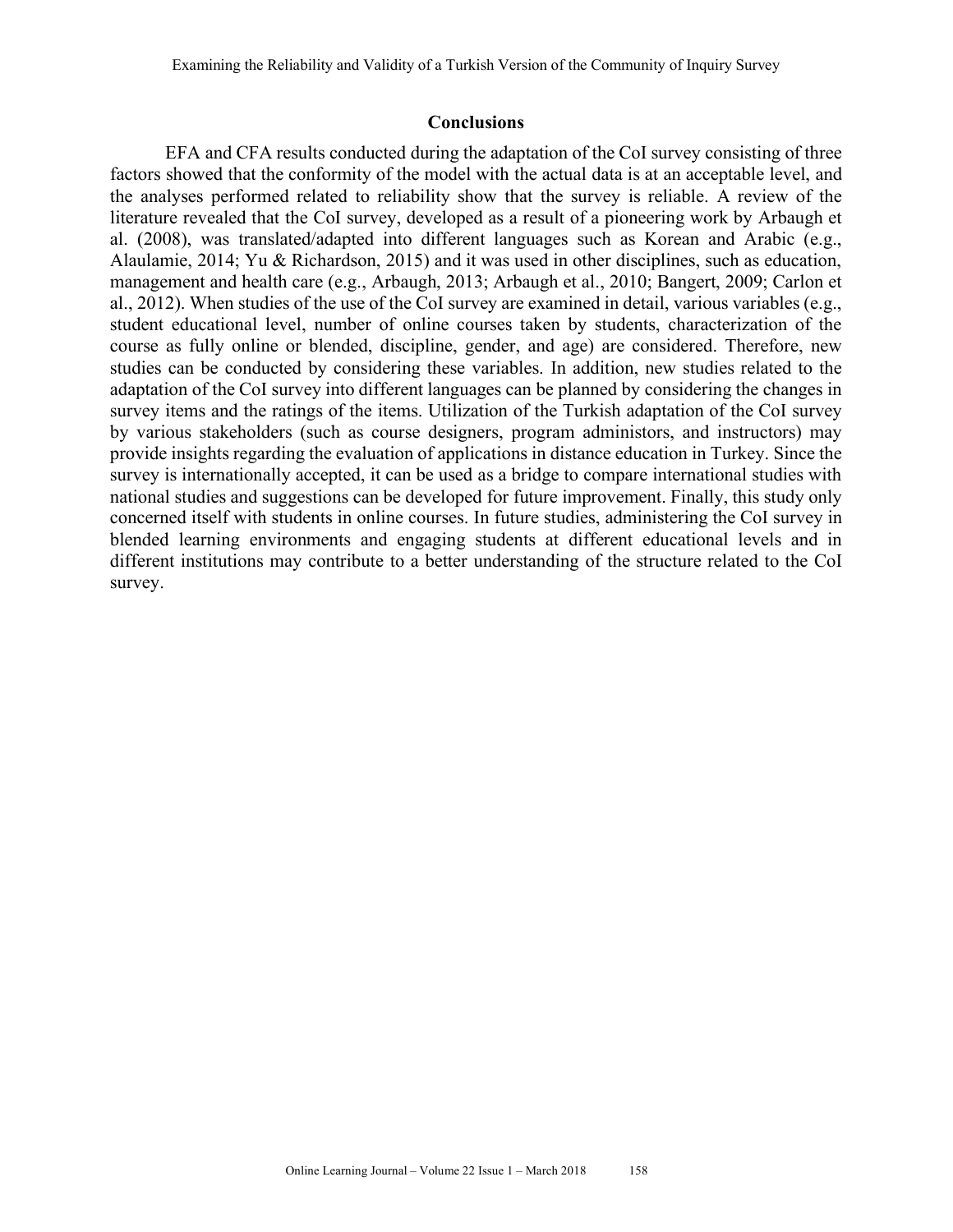## Conclusions

EFA and CFA results conducted during the adaptation of the CoI survey consisting of three factors showed that the conformity of the model with the actual data is at an acceptable level, and the analyses performed related to reliability show that the survey is reliable. A review of the literature revealed that the CoI survey, developed as a result of a pioneering work by Arbaugh et al. (2008), was translated/adapted into different languages such as Korean and Arabic (e.g., Alaulamie, 2014; Yu & Richardson, 2015) and it was used in other disciplines, such as education, management and health care (e.g., Arbaugh, 2013; Arbaugh et al., 2010; Bangert, 2009; Carlon et al., 2012). When studies of the use of the CoI survey are examined in detail, various variables (e.g., student educational level, number of online courses taken by students, characterization of the course as fully online or blended, discipline, gender, and age) are considered. Therefore, new studies can be conducted by considering these variables. In addition, new studies related to the adaptation of the CoI survey into different languages can be planned by considering the changes in survey items and the ratings of the items. Utilization of the Turkish adaptation of the CoI survey by various stakeholders (such as course designers, program administors, and instructors) may provide insights regarding the evaluation of applications in distance education in Turkey. Since the survey is internationally accepted, it can be used as a bridge to compare international studies with national studies and suggestions can be developed for future improvement. Finally, this study only concerned itself with students in online courses. In future studies, administering the CoI survey in blended learning environments and engaging students at different educational levels and in different institutions may contribute to a better understanding of the structure related to the CoI survey.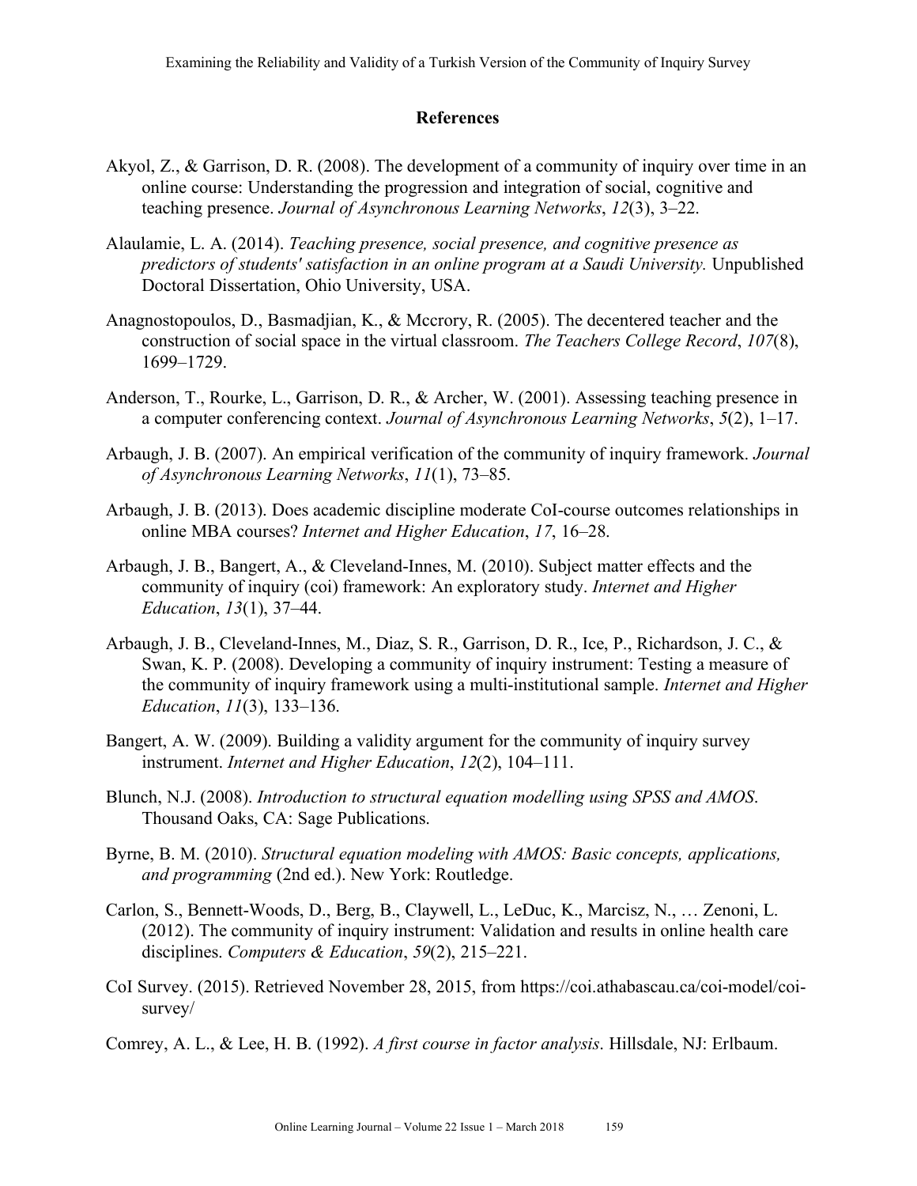## References

Akyol, Z., & Garrison, D. R. (2008). The development of a community of inquiry over time in an online course: Understanding the progression and integration of social, cognitive and teaching presence. *Journal of Asynchronous Learning Networks*, *12*(3), 3–22.

Alaulamie, L. A. (2014). *Teaching presence, social presence, and cognitive presence as predictors of students' satisfaction in an online program at a Saudi University.* Unpublished Doctoral Dissertation, Ohio University, USA.

Anagnostopoulos, D., Basmadjian, K., & Mccrory, R. (2005). The decentered teacher and the construction of social space in the virtual classroom. *The Teachers College Record*, *107*(8), 1699–1729.

Anderson, T., Rourke, L., Garrison, D. R., & Archer, W. (2001). Assessing teaching presence in a computer conferencing context. *Journal of Asynchronous Learning Networks*, *5*(2), 1–17.

Arbaugh, J. B. (2007). An empirical verification of the community of inquiry framework. *Journal of Asynchronous Learning Networks*, *11*(1), 73–85.

Arbaugh, J. B. (2013). Does academic discipline moderate CoI-course outcomes relationships in online MBA courses? *Internet and Higher Education*, *17*, 16–28.

Arbaugh, J. B., Bangert, A., & Cleveland-Innes, M. (2010). Subject matter effects and the community of inquiry (coi) framework: An exploratory study. *Internet and Higher Education*, *13*(1), 37–44.

Arbaugh, J. B., Cleveland-Innes, M., Diaz, S. R., Garrison, D. R., Ice, P., Richardson, J. C., & Swan, K. P. (2008). Developing a community of inquiry instrument: Testing a measure of the community of inquiry framework using a multi-institutional sample. *Internet and Higher Education*, *11*(3), 133–136.

Bangert, A. W. (2009). Building a validity argument for the community of inquiry survey instrument. *Internet and Higher Education*, *12*(2), 104–111.

Blunch, N.J. (2008). *Introduction to structural equation modelling using SPSS and AMOS*. Thousand Oaks, CA: Sage Publications.

Byrne, B. M. (2010). *Structural equation modeling with AMOS: Basic concepts, applications, and programming* (2nd ed.). New York: Routledge.

Carlon, S., Bennett-Woods, D., Berg, B., Claywell, L., LeDuc, K., Marcisz, N., … Zenoni, L. (2012). The community of inquiry instrument: Validation and results in online health care disciplines. *Computers & Education*, *59*(2), 215–221.

CoI Survey. (2015). Retrieved November 28, 2015, from https://coi.athabascau.ca/coi-model/coi-survey/

Comrey, A. L., & Lee, H. B. (1992). *A first course in factor analysis*. Hillsdale, NJ: Erlbaum.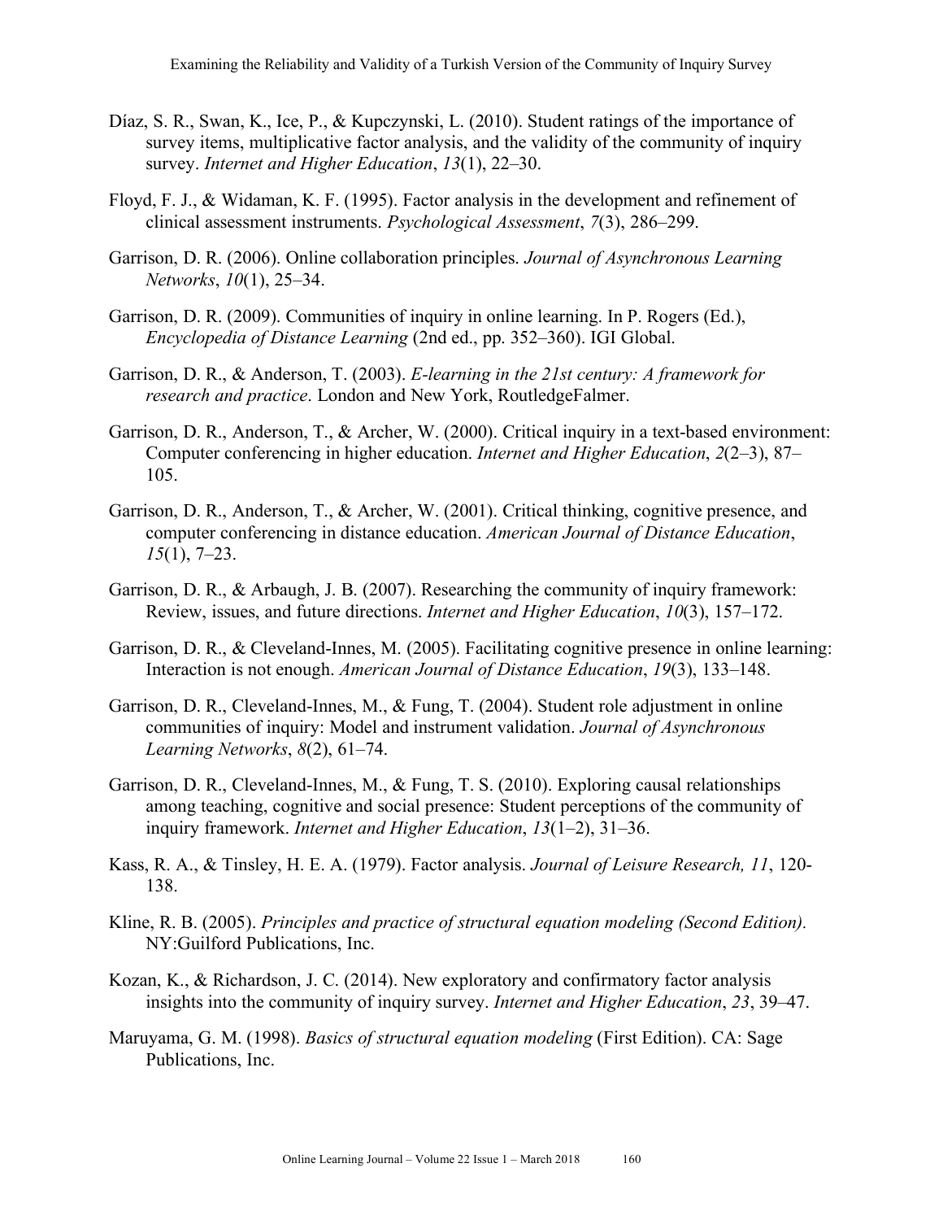Díaz, S. R., Swan, K., Ice, P., & Kupczynski, L. (2010). Student ratings of the importance of survey items, multiplicative factor analysis, and the validity of the community of inquiry survey. *Internet and Higher Education*, *13*(1), 22–30.

Floyd, F. J., & Widaman, K. F. (1995). Factor analysis in the development and refinement of clinical assessment instruments. *Psychological Assessment*, *7*(3), 286–299.

Garrison, D. R. (2006). Online collaboration principles. *Journal of Asynchronous Learning Networks*, *10*(1), 25–34.

Garrison, D. R. (2009). Communities of inquiry in online learning. In P. Rogers (Ed.), *Encyclopedia of Distance Learning* (2nd ed., pp. 352–360). IGI Global.

Garrison, D. R., & Anderson, T. (2003). *E-learning in the 21st century: A framework for research and practice*. London and New York, RoutledgeFalmer.

Garrison, D. R., Anderson, T., & Archer, W. (2000). Critical inquiry in a text-based environment: Computer conferencing in higher education. *Internet and Higher Education*, *2*(2–3), 87–105.

Garrison, D. R., Anderson, T., & Archer, W. (2001). Critical thinking, cognitive presence, and computer conferencing in distance education. *American Journal of Distance Education*, *15*(1), 7–23.

Garrison, D. R., & Arbaugh, J. B. (2007). Researching the community of inquiry framework: Review, issues, and future directions. *Internet and Higher Education*, *10*(3), 157–172.

Garrison, D. R., & Cleveland-Innes, M. (2005). Facilitating cognitive presence in online learning: Interaction is not enough. *American Journal of Distance Education*, *19*(3), 133–148.

Garrison, D. R., Cleveland-Innes, M., & Fung, T. (2004). Student role adjustment in online communities of inquiry: Model and instrument validation. *Journal of Asynchronous Learning Networks*, *8*(2), 61–74.

Garrison, D. R., Cleveland-Innes, M., & Fung, T. S. (2010). Exploring causal relationships among teaching, cognitive and social presence: Student perceptions of the community of inquiry framework. *Internet and Higher Education*, *13*(1–2), 31–36.

Kass, R. A., & Tinsley, H. E. A. (1979). Factor analysis. *Journal of Leisure Research, 11*, 120-138.

Kline, R. B. (2005). *Principles and practice of structural equation modeling (Second Edition).* NY:Guilford Publications, Inc.

Kozan, K., & Richardson, J. C. (2014). New exploratory and confirmatory factor analysis insights into the community of inquiry survey. *Internet and Higher Education*, *23*, 39–47.

Maruyama, G. M. (1998). *Basics of structural equation modeling* (First Edition). CA: Sage Publications, Inc.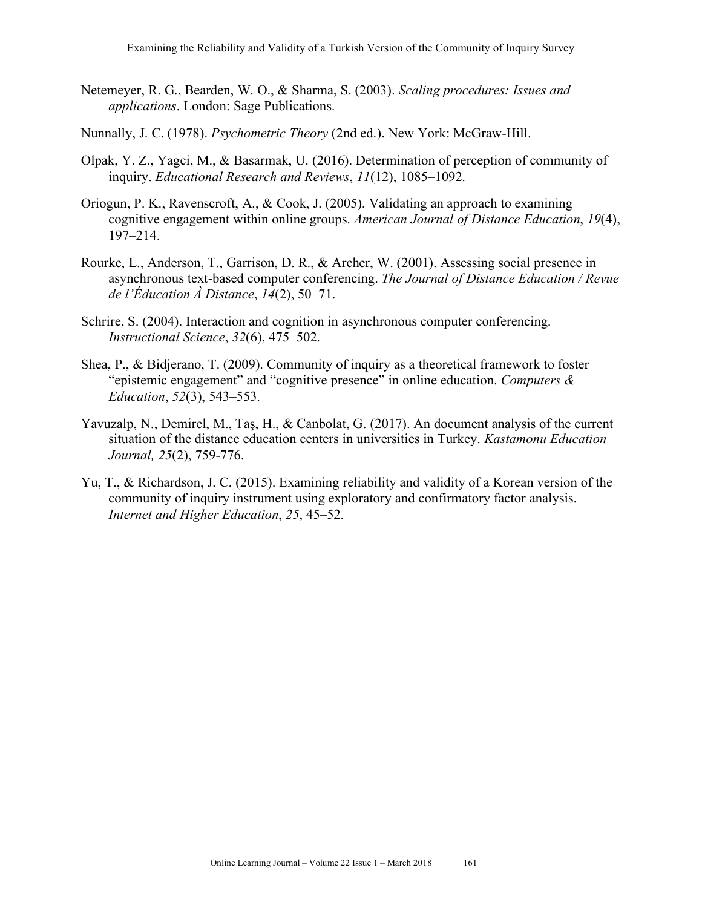Netemeyer, R. G., Bearden, W. O., & Sharma, S. (2003). *Scaling procedures: Issues and applications*. London: Sage Publications.

Nunnally, J. C. (1978). *Psychometric Theory* (2nd ed.). New York: McGraw-Hill.

Olpak, Y. Z., Yagci, M., & Basarmak, U. (2016). Determination of perception of community of inquiry. *Educational Research and Reviews*, *11*(12), 1085–1092.

Oriogun, P. K., Ravenscroft, A., & Cook, J. (2005). Validating an approach to examining cognitive engagement within online groups. *American Journal of Distance Education*, *19*(4), 197–214.

Rourke, L., Anderson, T., Garrison, D. R., & Archer, W. (2001). Assessing social presence in asynchronous text-based computer conferencing. *The Journal of Distance Education / Revue de l'Éducation À Distance*, *14*(2), 50–71.

Schrire, S. (2004). Interaction and cognition in asynchronous computer conferencing. *Instructional Science*, *32*(6), 475–502.

Shea, P., & Bidjerano, T. (2009). Community of inquiry as a theoretical framework to foster "epistemic engagement" and "cognitive presence" in online education. *Computers & Education*, *52*(3), 543–553.

Yavuzalp, N., Demirel, M., Taş, H., & Canbolat, G. (2017). An document analysis of the current situation of the distance education centers in universities in Turkey. *Kastamonu Education Journal, 25*(2), 759-776.

Yu, T., & Richardson, J. C. (2015). Examining reliability and validity of a Korean version of the community of inquiry instrument using exploratory and confirmatory factor analysis. *Internet and Higher Education*, *25*, 45–52.